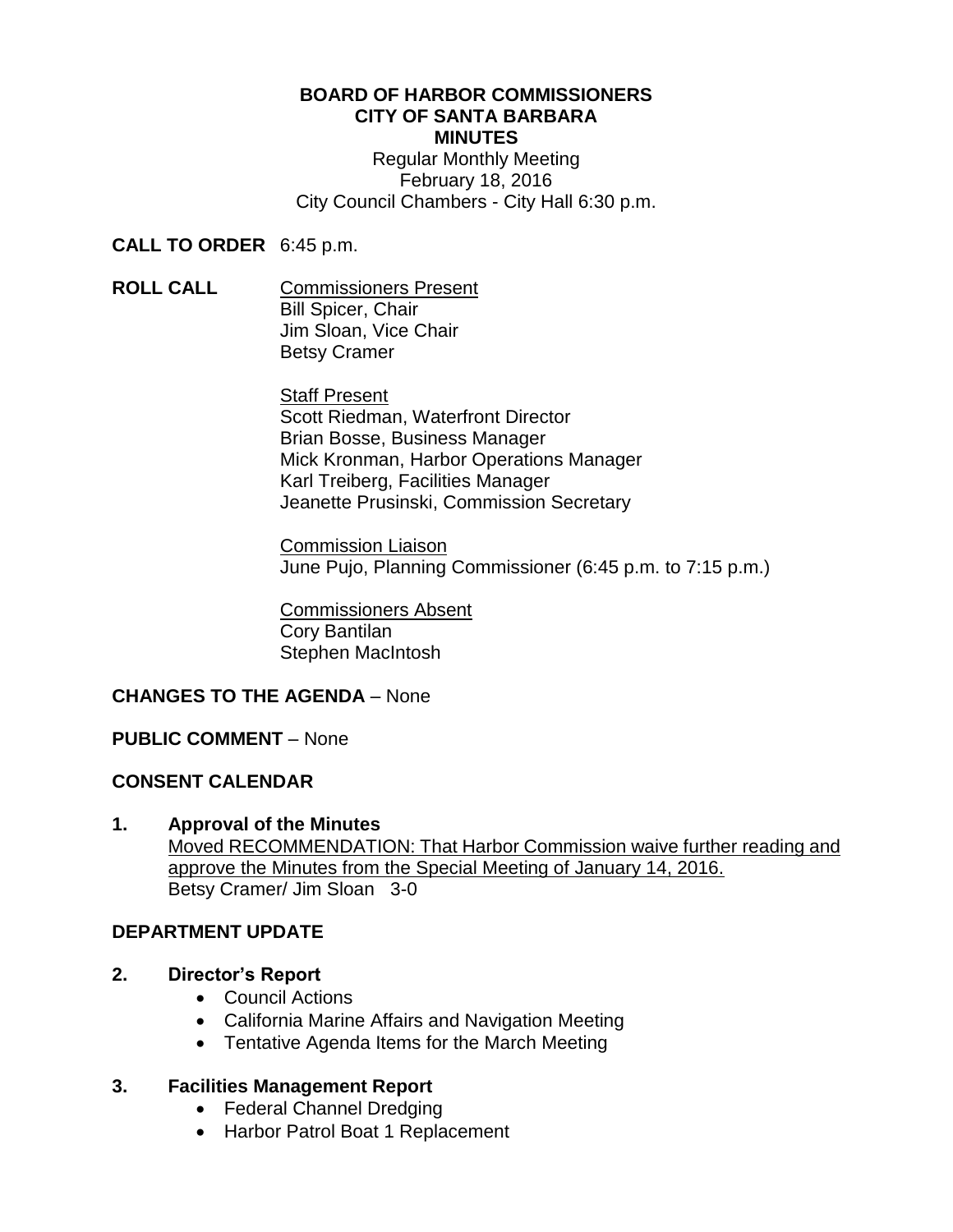**BOARD OF HARBOR COMMISSIONERS**
**CITY OF SANTA BARBARA**
**MINUTES**

Regular Monthly Meeting
February 18, 2016
City Council Chambers - City Hall 6:30 p.m.

**CALL TO ORDER** 6:45 p.m.

**ROLL CALL**

Commissioners Present
Bill Spicer, Chair
Jim Sloan, Vice Chair
Betsy Cramer

Staff Present
Scott Riedman, Waterfront Director
Brian Bosse, Business Manager
Mick Kronman, Harbor Operations Manager
Karl Treiberg, Facilities Manager
Jeanette Prusinski, Commission Secretary

Commission Liaison
June Pujo, Planning Commissioner (6:45 p.m. to 7:15 p.m.)

Commissioners Absent
Cory Bantilan
Stephen MacIntosh

**CHANGES TO THE AGENDA** – None

**PUBLIC COMMENT** – None

**CONSENT CALENDAR**

**1. Approval of the Minutes**

Moved RECOMMENDATION: That Harbor Commission waive further reading and approve the Minutes from the Special Meeting of January 14, 2016.
Betsy Cramer/ Jim Sloan 3-0

**DEPARTMENT UPDATE**

**2. Director's Report**

- Council Actions
- California Marine Affairs and Navigation Meeting
- Tentative Agenda Items for the March Meeting

**3. Facilities Management Report**

- Federal Channel Dredging
- Harbor Patrol Boat 1 Replacement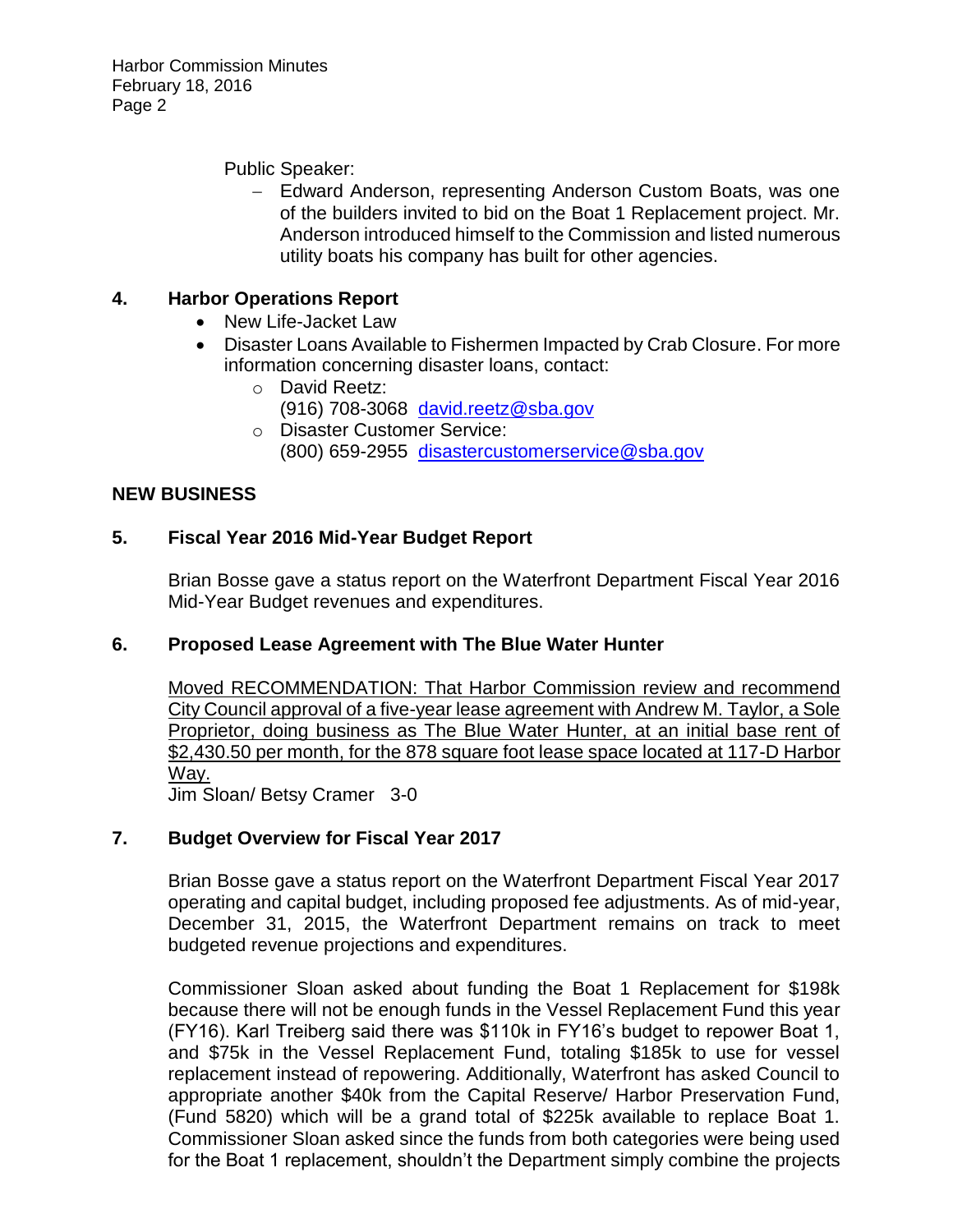Public Speaker:

- Edward Anderson, representing Anderson Custom Boats, was one of the builders invited to bid on the Boat 1 Replacement project. Mr. Anderson introduced himself to the Commission and listed numerous utility boats his company has built for other agencies.

## 4. Harbor Operations Report

- New Life-Jacket Law
- Disaster Loans Available to Fishermen Impacted by Crab Closure. For more information concerning disaster loans, contact:
  - David Reetz:
    (916) 708-3068 david.reetz@sba.gov
  - Disaster Customer Service:
    (800) 659-2955 disastercustomerservice@sba.gov

## NEW BUSINESS

## 5. Fiscal Year 2016 Mid-Year Budget Report

Brian Bosse gave a status report on the Waterfront Department Fiscal Year 2016 Mid-Year Budget revenues and expenditures.

## 6. Proposed Lease Agreement with The Blue Water Hunter

<u>Moved RECOMMENDATION: That Harbor Commission review and recommend City Council approval of a five-year lease agreement with Andrew M. Taylor, a Sole Proprietor, doing business as The Blue Water Hunter, at an initial base rent of $2,430.50 per month, for the 878 square foot lease space located at 117-D Harbor Way.</u>

Jim Sloan/ Betsy Cramer 3-0

## 7. Budget Overview for Fiscal Year 2017

Brian Bosse gave a status report on the Waterfront Department Fiscal Year 2017 operating and capital budget, including proposed fee adjustments. As of mid-year, December 31, 2015, the Waterfront Department remains on track to meet budgeted revenue projections and expenditures.

Commissioner Sloan asked about funding the Boat 1 Replacement for $198k because there will not be enough funds in the Vessel Replacement Fund this year (FY16). Karl Treiberg said there was $110k in FY16's budget to repower Boat 1, and $75k in the Vessel Replacement Fund, totaling $185k to use for vessel replacement instead of repowering. Additionally, Waterfront has asked Council to appropriate another $40k from the Capital Reserve/ Harbor Preservation Fund, (Fund 5820) which will be a grand total of $225k available to replace Boat 1. Commissioner Sloan asked since the funds from both categories were being used for the Boat 1 replacement, shouldn't the Department simply combine the projects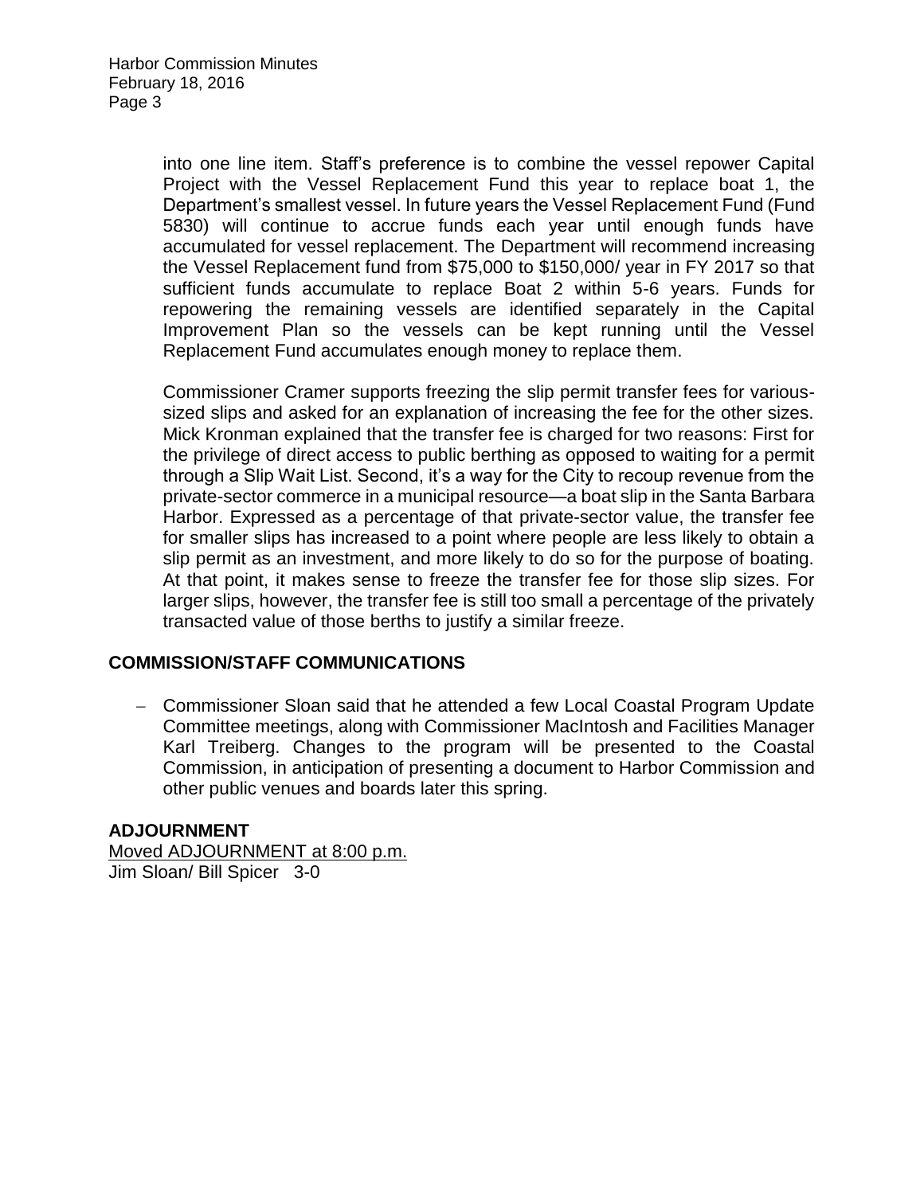into one line item. Staff's preference is to combine the vessel repower Capital Project with the Vessel Replacement Fund this year to replace boat 1, the Department's smallest vessel. In future years the Vessel Replacement Fund (Fund 5830) will continue to accrue funds each year until enough funds have accumulated for vessel replacement. The Department will recommend increasing the Vessel Replacement fund from $75,000 to $150,000/ year in FY 2017 so that sufficient funds accumulate to replace Boat 2 within 5-6 years. Funds for repowering the remaining vessels are identified separately in the Capital Improvement Plan so the vessels can be kept running until the Vessel Replacement Fund accumulates enough money to replace them.

Commissioner Cramer supports freezing the slip permit transfer fees for various-sized slips and asked for an explanation of increasing the fee for the other sizes. Mick Kronman explained that the transfer fee is charged for two reasons: First for the privilege of direct access to public berthing as opposed to waiting for a permit through a Slip Wait List. Second, it's a way for the City to recoup revenue from the private-sector commerce in a municipal resource—a boat slip in the Santa Barbara Harbor. Expressed as a percentage of that private-sector value, the transfer fee for smaller slips has increased to a point where people are less likely to obtain a slip permit as an investment, and more likely to do so for the purpose of boating. At that point, it makes sense to freeze the transfer fee for those slip sizes. For larger slips, however, the transfer fee is still too small a percentage of the privately transacted value of those berths to justify a similar freeze.

## COMMISSION/STAFF COMMUNICATIONS

- Commissioner Sloan said that he attended a few Local Coastal Program Update Committee meetings, along with Commissioner MacIntosh and Facilities Manager Karl Treiberg. Changes to the program will be presented to the Coastal Commission, in anticipation of presenting a document to Harbor Commission and other public venues and boards later this spring.

## ADJOURNMENT

Moved ADJOURNMENT at 8:00 p.m.
Jim Sloan/ Bill Spicer 3-0